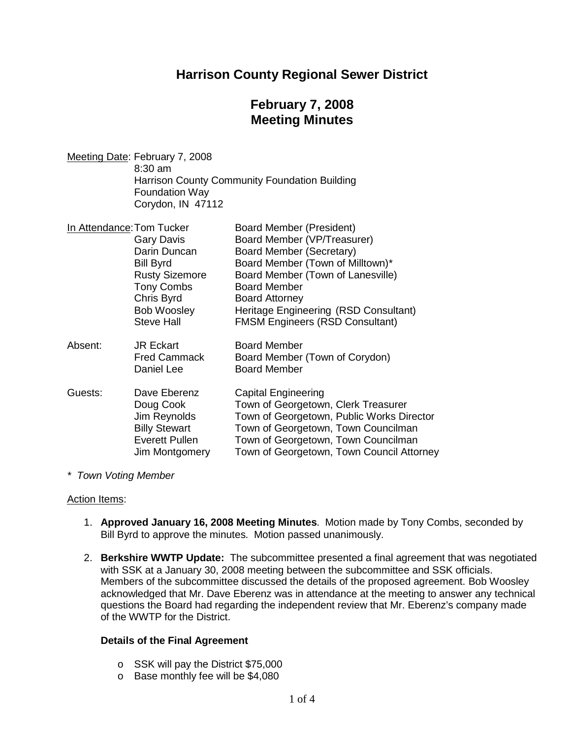# Harrison County Regional Sewer District

## February 7, 2008
## Meeting Minutes

Meeting Date: February 7, 2008
8:30 am
Harrison County Community Foundation Building
Foundation Way
Corydon, IN 47112

| | | |
|---|---|---|
| In Attendance: | Tom Tucker | Board Member (President) |
| | Gary Davis | Board Member (VP/Treasurer) |
| | Darin Duncan | Board Member (Secretary) |
| | Bill Byrd | Board Member (Town of Milltown)* |
| | Rusty Sizemore | Board Member (Town of Lanesville) |
| | Tony Combs | Board Member |
| | Chris Byrd | Board Attorney |
| | Bob Woosley | Heritage Engineering (RSD Consultant) |
| | Steve Hall | FMSM Engineers (RSD Consultant) |
| Absent: | JR Eckart | Board Member |
| | Fred Cammack | Board Member (Town of Corydon) |
| | Daniel Lee | Board Member |
| Guests: | Dave Eberenz | Capital Engineering |
| | Doug Cook | Town of Georgetown, Clerk Treasurer |
| | Jim Reynolds | Town of Georgetown, Public Works Director |
| | Billy Stewart | Town of Georgetown, Town Councilman |
| | Everett Pullen | Town of Georgetown, Town Councilman |
| | Jim Montgomery | Town of Georgetown, Town Council Attorney |

*\* Town Voting Member*

Action Items:

1. **Approved January 16, 2008 Meeting Minutes**. Motion made by Tony Combs, seconded by Bill Byrd to approve the minutes. Motion passed unanimously.

2. **Berkshire WWTP Update:** The subcommittee presented a final agreement that was negotiated with SSK at a January 30, 2008 meeting between the subcommittee and SSK officials. Members of the subcommittee discussed the details of the proposed agreement. Bob Woosley acknowledged that Mr. Dave Eberenz was in attendance at the meeting to answer any technical questions the Board had regarding the independent review that Mr. Eberenz's company made of the WWTP for the District.

   **Details of the Final Agreement**

   - SSK will pay the District $75,000
   - Base monthly fee will be $4,080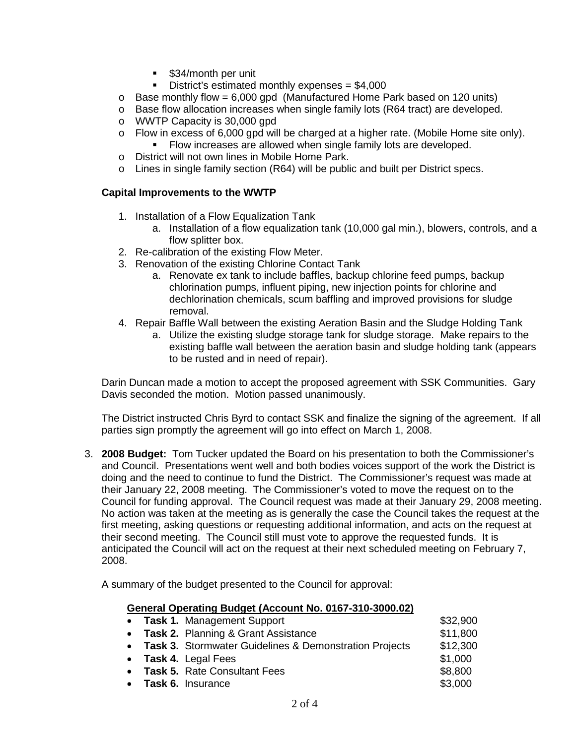- $34/month per unit
        - District's estimated monthly expenses = $4,000
    - Base monthly flow = 6,000 gpd (Manufactured Home Park based on 120 units)
    - Base flow allocation increases when single family lots (R64 tract) are developed.
    - WWTP Capacity is 30,000 gpd
    - Flow in excess of 6,000 gpd will be charged at a higher rate. (Mobile Home site only).
        - Flow increases are allowed when single family lots are developed.
    - District will not own lines in Mobile Home Park.
    - Lines in single family section (R64) will be public and built per District specs.

   **Capital Improvements to the WWTP**

   1. Installation of a Flow Equalization Tank
      a. Installation of a flow equalization tank (10,000 gal min.), blowers, controls, and a flow splitter box.
   2. Re-calibration of the existing Flow Meter.
   3. Renovation of the existing Chlorine Contact Tank
      a. Renovate ex tank to include baffles, backup chlorine feed pumps, backup chlorination pumps, influent piping, new injection points for chlorine and dechlorination chemicals, scum baffling and improved provisions for sludge removal.
   4. Repair Baffle Wall between the existing Aeration Basin and the Sludge Holding Tank
      a. Utilize the existing sludge storage tank for sludge storage. Make repairs to the existing baffle wall between the aeration basin and sludge holding tank (appears to be rusted and in need of repair).

   Darin Duncan made a motion to accept the proposed agreement with SSK Communities. Gary Davis seconded the motion. Motion passed unanimously.

   The District instructed Chris Byrd to contact SSK and finalize the signing of the agreement. If all parties sign promptly the agreement will go into effect on March 1, 2008.

3. **2008 Budget:** Tom Tucker updated the Board on his presentation to both the Commissioner's and Council. Presentations went well and both bodies voices support of the work the District is doing and the need to continue to fund the District. The Commissioner's request was made at their January 22, 2008 meeting. The Commissioner's voted to move the request on to the Council for funding approval. The Council request was made at their January 29, 2008 meeting. No action was taken at the meeting as is generally the case the Council takes the request at the first meeting, asking questions or requesting additional information, and acts on the request at their second meeting. The Council still must vote to approve the requested funds. It is anticipated the Council will act on the request at their next scheduled meeting on February 7, 2008.

   A summary of the budget presented to the Council for approval:

   **General Operating Budget (Account No. 0167-310-3000.02)**

   - **Task 1.** Management Support $32,900
   - **Task 2.** Planning & Grant Assistance $11,800
   - **Task 3.** Stormwater Guidelines & Demonstration Projects $12,300
   - **Task 4.** Legal Fees $1,000
   - **Task 5.** Rate Consultant Fees $8,800
   - **Task 6.** Insurance $3,000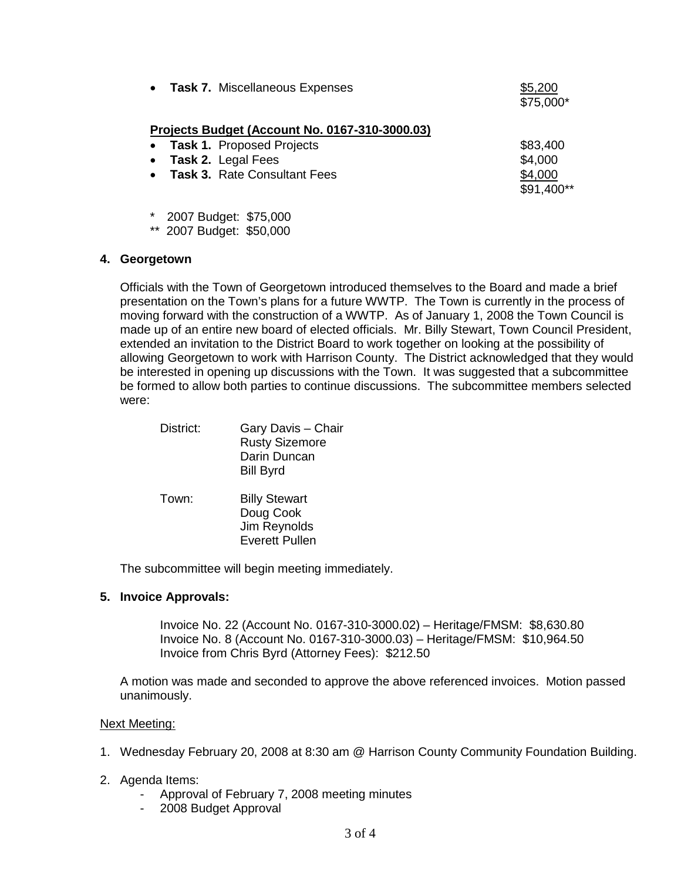- **Task 7.** Miscellaneous Expenses $5,200

  $75,000*

**Projects Budget (Account No. 0167-310-3000.03)**

- **Task 1.** Proposed Projects $83,400
- **Task 2.** Legal Fees $4,000
- **Task 3.** Rate Consultant Fees $4,000

  $91,400**

\* 2007 Budget: $75,000

** 2007 Budget: $50,000

**4. Georgetown**

Officials with the Town of Georgetown introduced themselves to the Board and made a brief presentation on the Town's plans for a future WWTP. The Town is currently in the process of moving forward with the construction of a WWTP. As of January 1, 2008 the Town Council is made up of an entire new board of elected officials. Mr. Billy Stewart, Town Council President, extended an invitation to the District Board to work together on looking at the possibility of allowing Georgetown to work with Harrison County. The District acknowledged that they would be interested in opening up discussions with the Town. It was suggested that a subcommittee be formed to allow both parties to continue discussions. The subcommittee members selected were:

District: Gary Davis – Chair
Rusty Sizemore
Darin Duncan
Bill Byrd

Town: Billy Stewart
Doug Cook
Jim Reynolds
Everett Pullen

The subcommittee will begin meeting immediately.

**5. Invoice Approvals:**

Invoice No. 22 (Account No. 0167-310-3000.02) – Heritage/FMSM: $8,630.80
Invoice No. 8 (Account No. 0167-310-3000.03) – Heritage/FMSM: $10,964.50
Invoice from Chris Byrd (Attorney Fees): $212.50

A motion was made and seconded to approve the above referenced invoices. Motion passed unanimously.

Next Meeting:

1. Wednesday February 20, 2008 at 8:30 am @ Harrison County Community Foundation Building.
2. Agenda Items:
   - Approval of February 7, 2008 meeting minutes
   - 2008 Budget Approval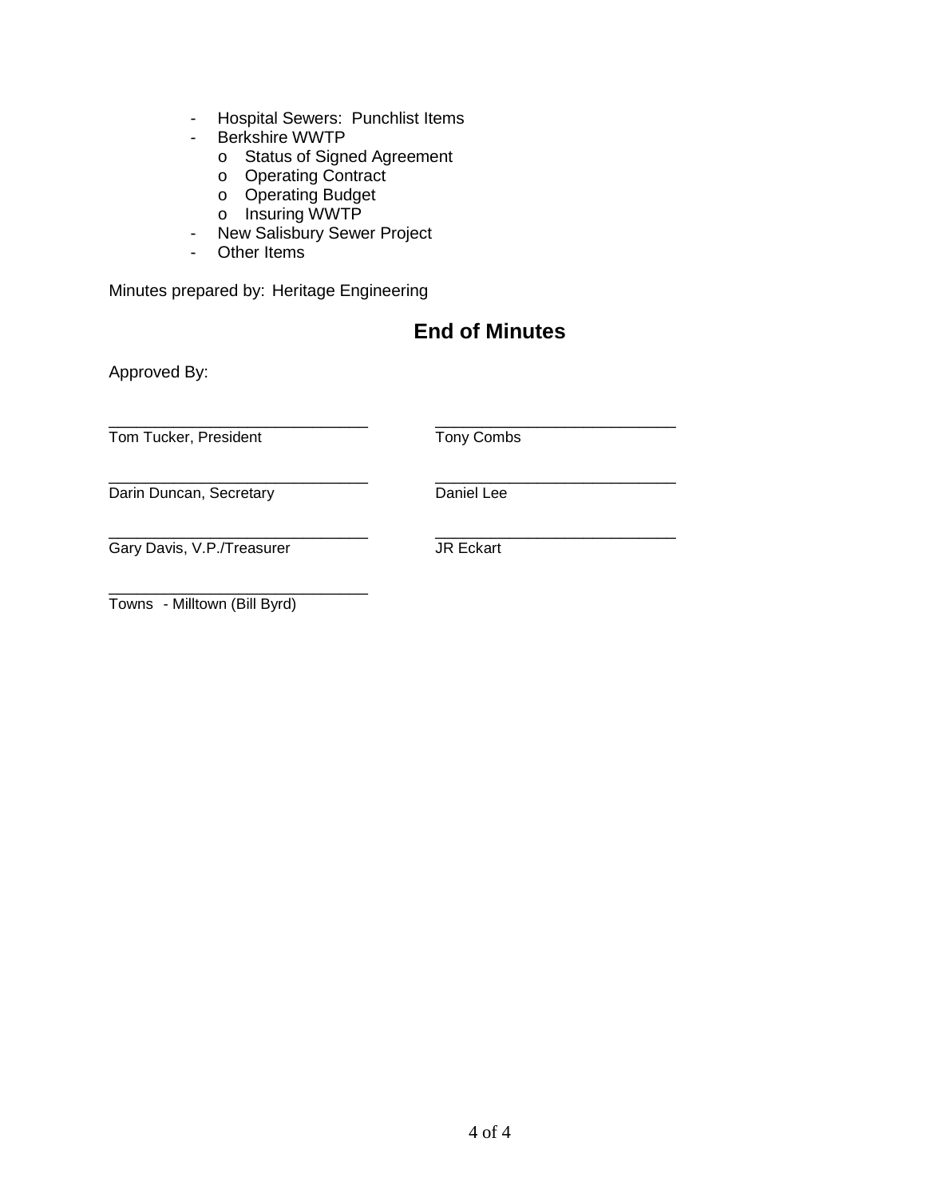- Hospital Sewers: Punchlist Items
- Berkshire WWTP
    - Status of Signed Agreement
    - Operating Contract
    - Operating Budget
    - Insuring WWTP
- New Salisbury Sewer Project
- Other Items

Minutes prepared by: Heritage Engineering

## End of Minutes

Approved By:

| | |
|---|---|
| \_\_\_\_\_\_\_\_\_\_\_\_\_\_\_\_\_\_\_\_\_\_\_\_\_\_\_\_<br>Tom Tucker, President | \_\_\_\_\_\_\_\_\_\_\_\_\_\_\_\_\_\_\_\_\_\_\_\_\_\_\_\_<br>Tony Combs |
| \_\_\_\_\_\_\_\_\_\_\_\_\_\_\_\_\_\_\_\_\_\_\_\_\_\_\_\_<br>Darin Duncan, Secretary | \_\_\_\_\_\_\_\_\_\_\_\_\_\_\_\_\_\_\_\_\_\_\_\_\_\_\_\_<br>Daniel Lee |
| \_\_\_\_\_\_\_\_\_\_\_\_\_\_\_\_\_\_\_\_\_\_\_\_\_\_\_\_<br>Gary Davis, V.P./Treasurer | \_\_\_\_\_\_\_\_\_\_\_\_\_\_\_\_\_\_\_\_\_\_\_\_\_\_\_\_<br>JR Eckart |
| \_\_\_\_\_\_\_\_\_\_\_\_\_\_\_\_\_\_\_\_\_\_\_\_\_\_\_\_<br>Towns - Milltown (Bill Byrd) | |